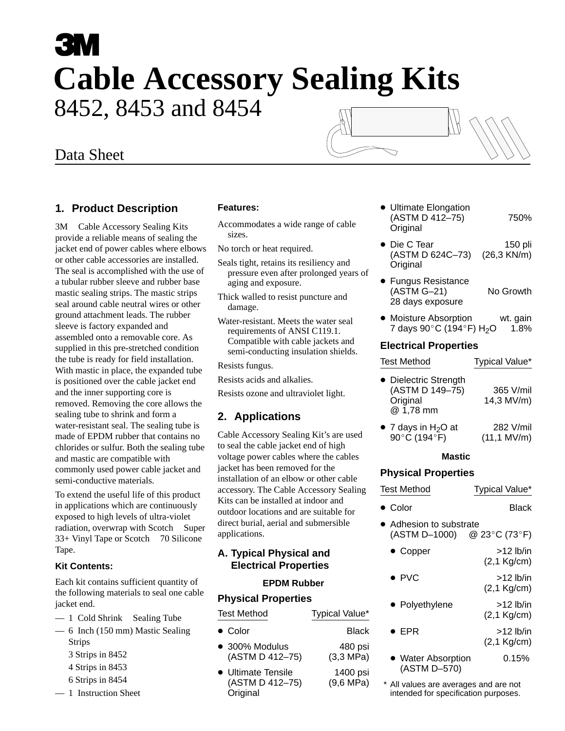# 3M

# Cable Accessory Sealing Kits

8452, 8453 and 8454

Data Sheet

## 1. Product Description

3M Cable Accessory Sealing Kits provide a reliable means of sealing the jacket end of power cables where elbows or other cable accessories are installed. The seal is accomplished with the use of a tubular rubber sleeve and rubber base mastic sealing strips. The mastic strips seal around cable neutral wires or other ground attachment leads. The rubber sleeve is factory expanded and assembled onto a removable core. As supplied in this pre-stretched condition the tube is ready for field installation. With mastic in place, the expanded tube is positioned over the cable jacket end and the inner supporting core is removed. Removing the core allows the sealing tube to shrink and form a water-resistant seal. The sealing tube is made of EPDM rubber that contains no chlorides or sulfur. Both the sealing tube and mastic are compatible with commonly used power cable jacket and semi-conductive materials.

To extend the useful life of this product in applications which are continuously exposed to high levels of ultra-violet radiation, overwrap with Scotch Super 33+ Vinyl Tape or Scotch 70 Silicone Tape.

### Kit Contents:

Each kit contains sufficient quantity of the following materials to seal one cable jacket end.

- 1 Cold Shrink Sealing Tube
- 6 Inch (150 mm) Mastic Sealing Strips
  - 3 Strips in 8452
  - 4 Strips in 8453
  - 6 Strips in 8454
- 1 Instruction Sheet

### Features:

Accommodates a wide range of cable sizes.

No torch or heat required.

Seals tight, retains its resiliency and pressure even after prolonged years of aging and exposure.

Thick walled to resist puncture and damage.

Water-resistant. Meets the water seal requirements of ANSI C119.1. Compatible with cable jackets and semi-conducting insulation shields.

Resists fungus.

Resists acids and alkalies.

Resists ozone and ultraviolet light.

## 2. Applications

Cable Accessory Sealing Kit's are used to seal the cable jacket end of high voltage power cables where the cables jacket has been removed for the installation of an elbow or other cable accessory. The Cable Accessory Sealing Kits can be installed at indoor and outdoor locations and are suitable for direct burial, aerial and submersible applications.

### A. Typical Physical and Electrical Properties

#### EPDM Rubber

#### Physical Properties

| Test Method | Typical Value* |
|---|---|
| Color | Black |
| 300% Modulus (ASTM D 412–75) | 480 psi (3,3 MPa) |
| Ultimate Tensile (ASTM D 412–75) Original | 1400 psi (9,6 MPa) |
| Ultimate Elongation (ASTM D 412–75) Original | 750% |
| Die C Tear (ASTM D 624C–73) Original | 150 pli (26,3 KN/m) |
| Fungus Resistance (ASTM G–21) 28 days exposure | No Growth |
| Moisture Absorption 7 days 90°C (194°F) $H_2O$ | wt. gain 1.8% |

#### Electrical Properties

| Test Method | Typical Value* |
|---|---|
| Dielectric Strength (ASTM D 149–75) Original @ 1,78 mm | 365 V/mil 14,3 MV/m) |
| 7 days in $H_2O$ at 90°C (194°F) | 282 V/mil (11,1 MV/m) |

#### Mastic

#### Physical Properties

| Test Method | Typical Value* |
|---|---|
| Color | Black |
| Adhesion to substrate (ASTM D–1000) | @ 23°C (73°F) |
| • Copper | >12 lb/in (2,1 Kg/cm) |
| • PVC | >12 lb/in (2,1 Kg/cm) |
| • Polyethylene | >12 lb/in (2,1 Kg/cm) |
| • EPR | >12 lb/in (2,1 Kg/cm) |
| • Water Absorption (ASTM D–570) | 0.15% |

* All values are averages and are not intended for specification purposes.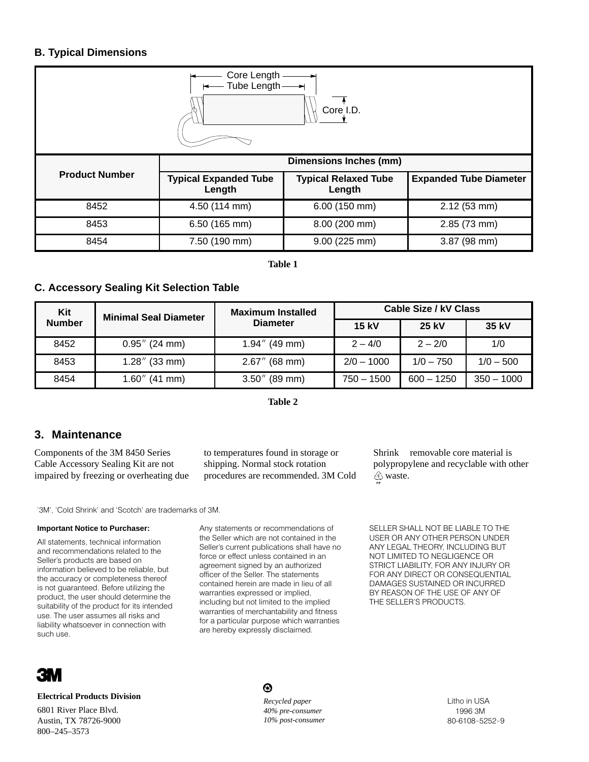### B. Typical Dimensions

Core Length
Tube Length
Core I.D.

| Product Number | Dimensions Inches (mm) | | |
|---|---|---|---|
| | **Typical Expanded Tube Length** | **Typical Relaxed Tube Length** | **Expanded Tube Diameter** |
| 8452 | 4.50 (114 mm) | 6.00 (150 mm) | 2.12 (53 mm) |
| 8453 | 6.50 (165 mm) | 8.00 (200 mm) | 2.85 (73 mm) |
| 8454 | 7.50 (190 mm) | 9.00 (225 mm) | 3.87 (98 mm) |

**Table 1**

### C. Accessory Sealing Kit Selection Table

| Kit Number | Minimal Seal Diameter | Maximum Installed Diameter | Cable Size / kV Class | | |
|---|---|---|---|---|---|
| | | | **15 kV** | **25 kV** | **35 kV** |
| 8452 | 0.95″ (24 mm) | 1.94″ (49 mm) | 2 – 4/0 | 2 – 2/0 | 1/0 |
| 8453 | 1.28″ (33 mm) | 2.67″ (68 mm) | 2/0 – 1000 | 1/0 – 750 | 1/0 – 500 |
| 8454 | 1.60″ (41 mm) | 3.50″ (89 mm) | 750 – 1500 | 600 – 1250 | 350 – 1000 |

**Table 2**

## 3. Maintenance

Components of the 3M 8450 Series Cable Accessory Sealing Kit are not impaired by freezing or overheating due to temperatures found in storage or shipping. Normal stock rotation procedures are recommended. 3M Cold Shrink removable core material is polypropylene and recyclable with other PP waste.

'3M', 'Cold Shrink' and 'Scotch' are trademarks of 3M.

**Important Notice to Purchaser:**

All statements, technical information and recommendations related to the Seller's products are based on information believed to be reliable, but the accuracy or completeness thereof is not guaranteed. Before utilizing the product, the user should determine the suitability of the product for its intended use. The user assumes all risks and liability whatsoever in connection with such use.

Any statements or recommendations of the Seller which are not contained in the Seller's current publications shall have no force or effect unless contained in an agreement signed by an authorized officer of the Seller. The statements contained herein are made in lieu of all warranties expressed or implied, including but not limited to the implied warranties of merchantability and fitness for a particular purpose which warranties are hereby expressly disclaimed.

SELLER SHALL NOT BE LIABLE TO THE USER OR ANY OTHER PERSON UNDER ANY LEGAL THEORY, INCLUDING BUT NOT LIMITED TO NEGLIGENCE OR STRICT LIABILITY, FOR ANY INJURY OR FOR ANY DIRECT OR CONSEQUENTIAL DAMAGES SUSTAINED OR INCURRED BY REASON OF THE USE OF ANY OF THE SELLER'S PRODUCTS.

**3M**

**Electrical Products Division**

6801 River Place Blvd.
Austin, TX 78726-9000
800–245–3573

*Recycled paper*
*40% pre-consumer*
*10% post-consumer*

Litho in USA
1996 3M
80-6108-5252-9